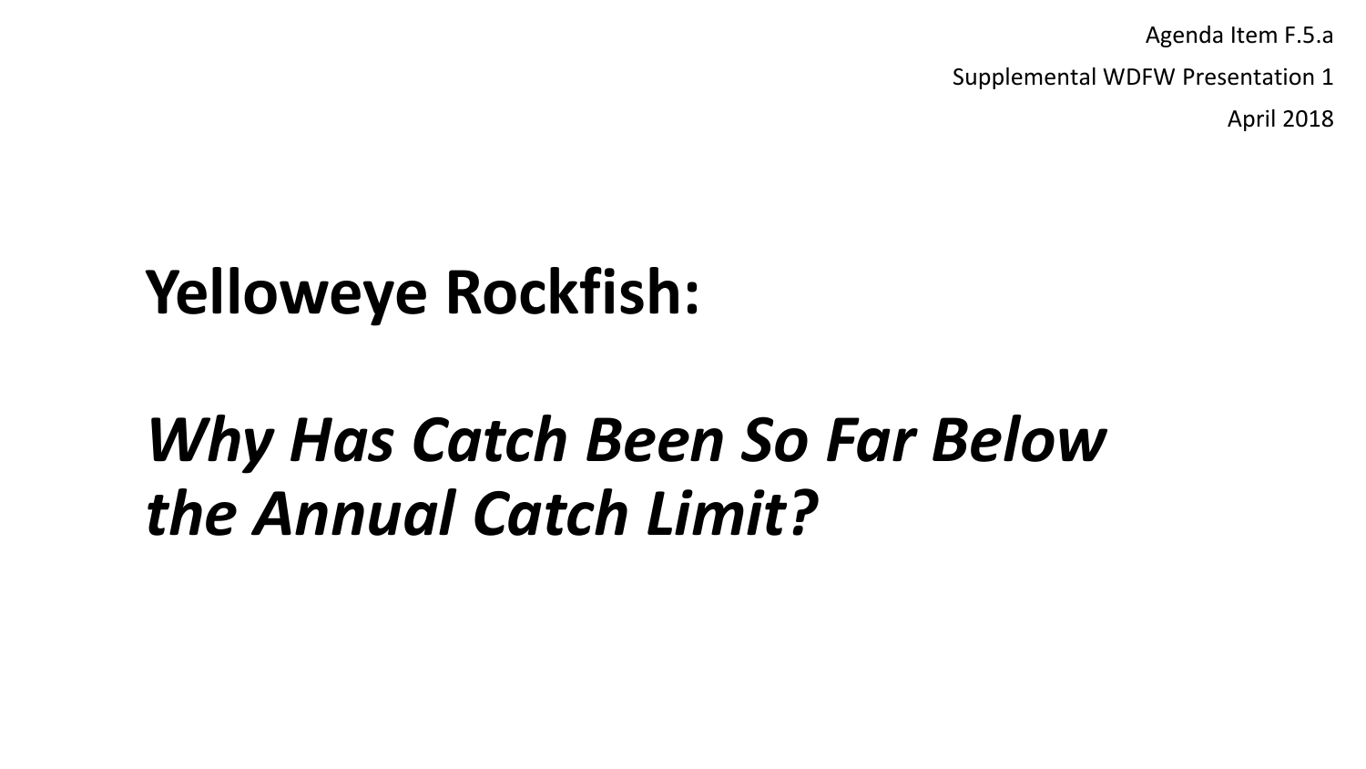Agenda Item F.5.a

Supplemental WDFW Presentation 1

April 2018

# Yelloweye Rockfish:

# *Why Has Catch Been So Far Below the Annual Catch Limit?*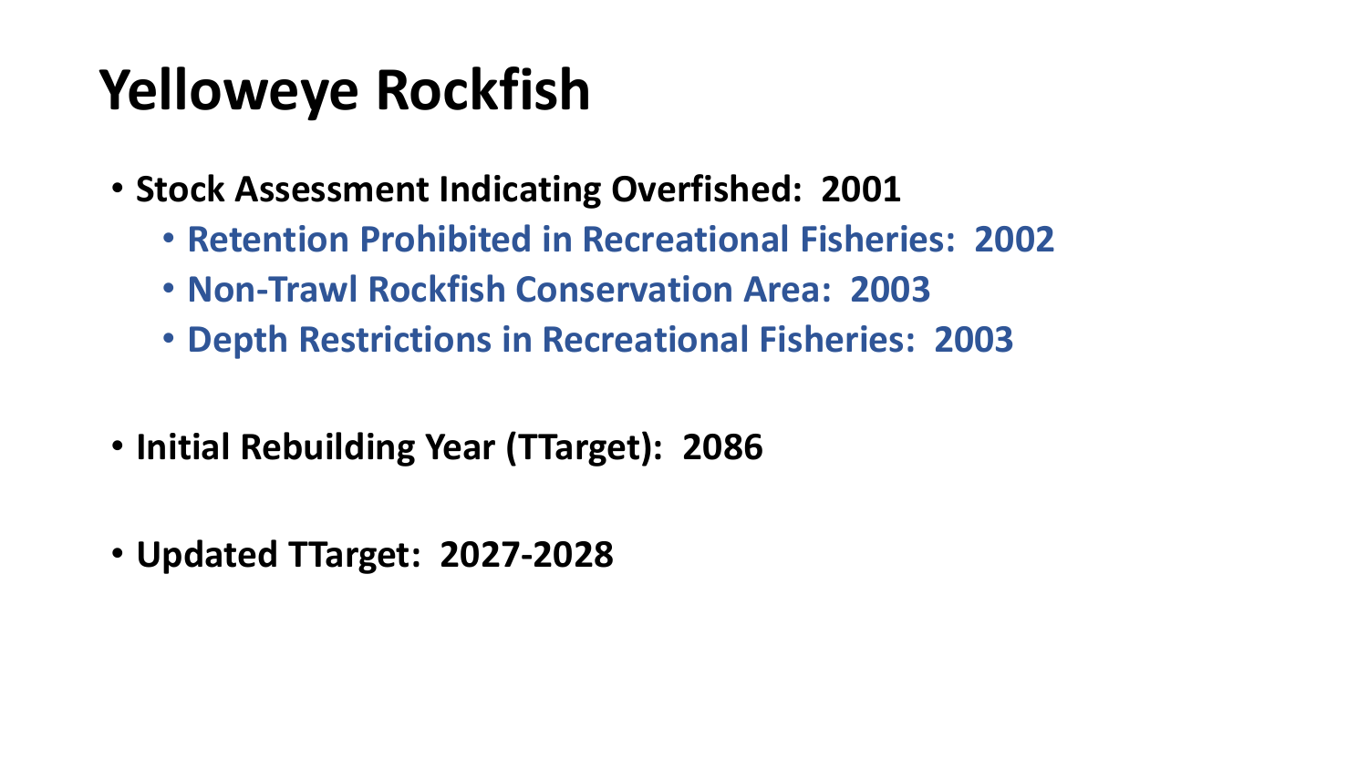# Yelloweye Rockfish

- **Stock Assessment Indicating Overfished: 2001**
  - **Retention Prohibited in Recreational Fisheries: 2002**
  - **Non-Trawl Rockfish Conservation Area: 2003**
  - **Depth Restrictions in Recreational Fisheries: 2003**

- **Initial Rebuilding Year (TTarget): 2086**

- **Updated TTarget: 2027-2028**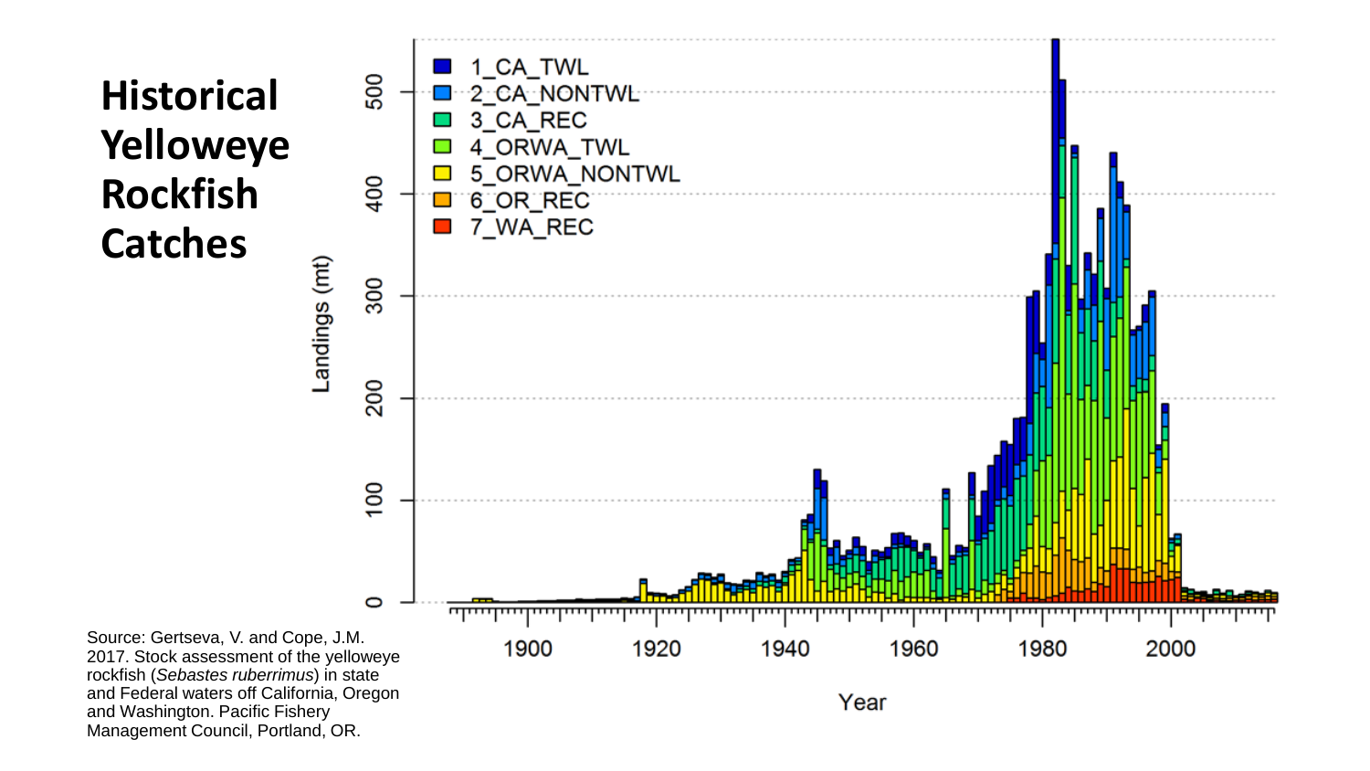# Historical Yelloweye Rockfish Catches

Source: Gertseva, V. and Cope, J.M. 2017. Stock assessment of the yelloweye rockfish (*Sebastes ruberrimus*) in state and Federal waters off California, Oregon and Washington. Pacific Fishery Management Council, Portland, OR.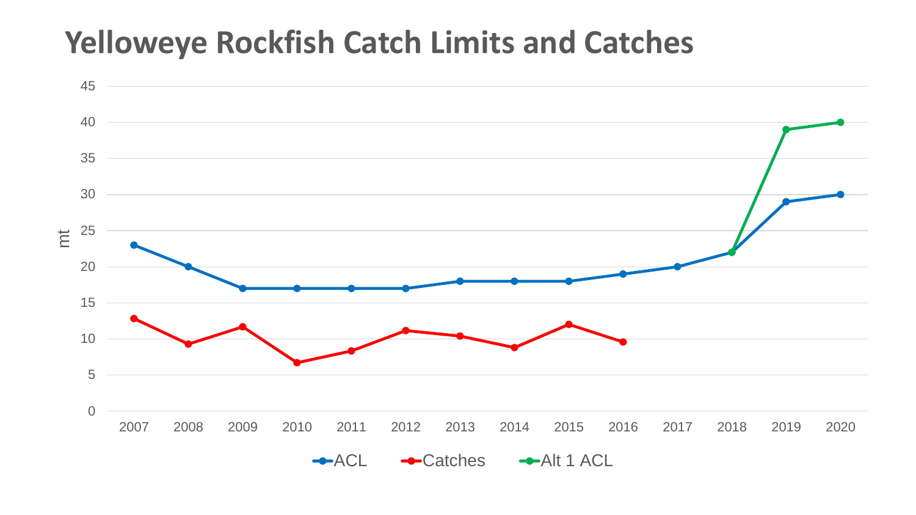# Yelloweye Rockfish Catch Limits and Catches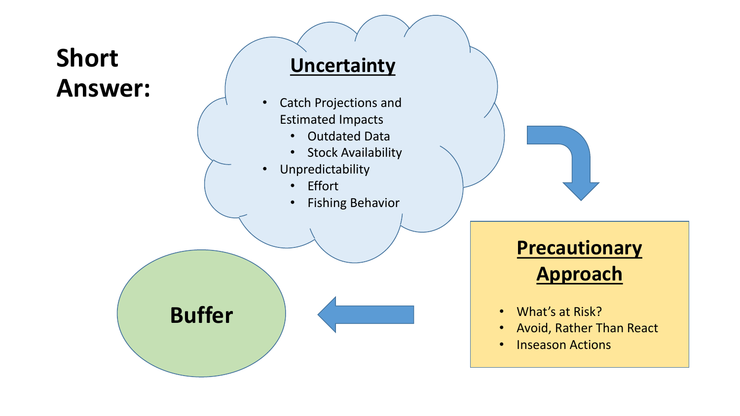# Short Answer:

## Uncertainty

- Catch Projections and Estimated Impacts
  - Outdated Data
  - Stock Availability
- Unpredictability
  - Effort
  - Fishing Behavior

## Precautionary Approach

- What's at Risk?
- Avoid, Rather Than React
- Inseason Actions

## Buffer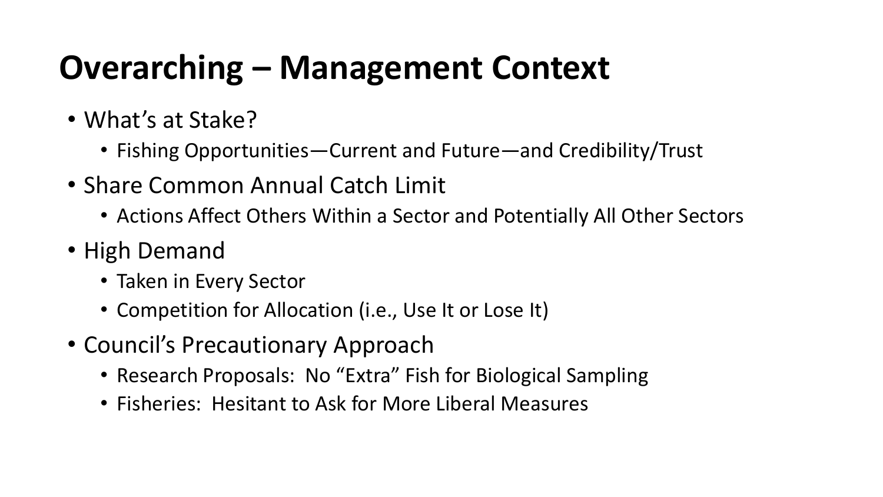# Overarching – Management Context

- What's at Stake?
  - Fishing Opportunities—Current and Future—and Credibility/Trust
- Share Common Annual Catch Limit
  - Actions Affect Others Within a Sector and Potentially All Other Sectors
- High Demand
  - Taken in Every Sector
  - Competition for Allocation (i.e., Use It or Lose It)
- Council's Precautionary Approach
  - Research Proposals: No "Extra" Fish for Biological Sampling
  - Fisheries: Hesitant to Ask for More Liberal Measures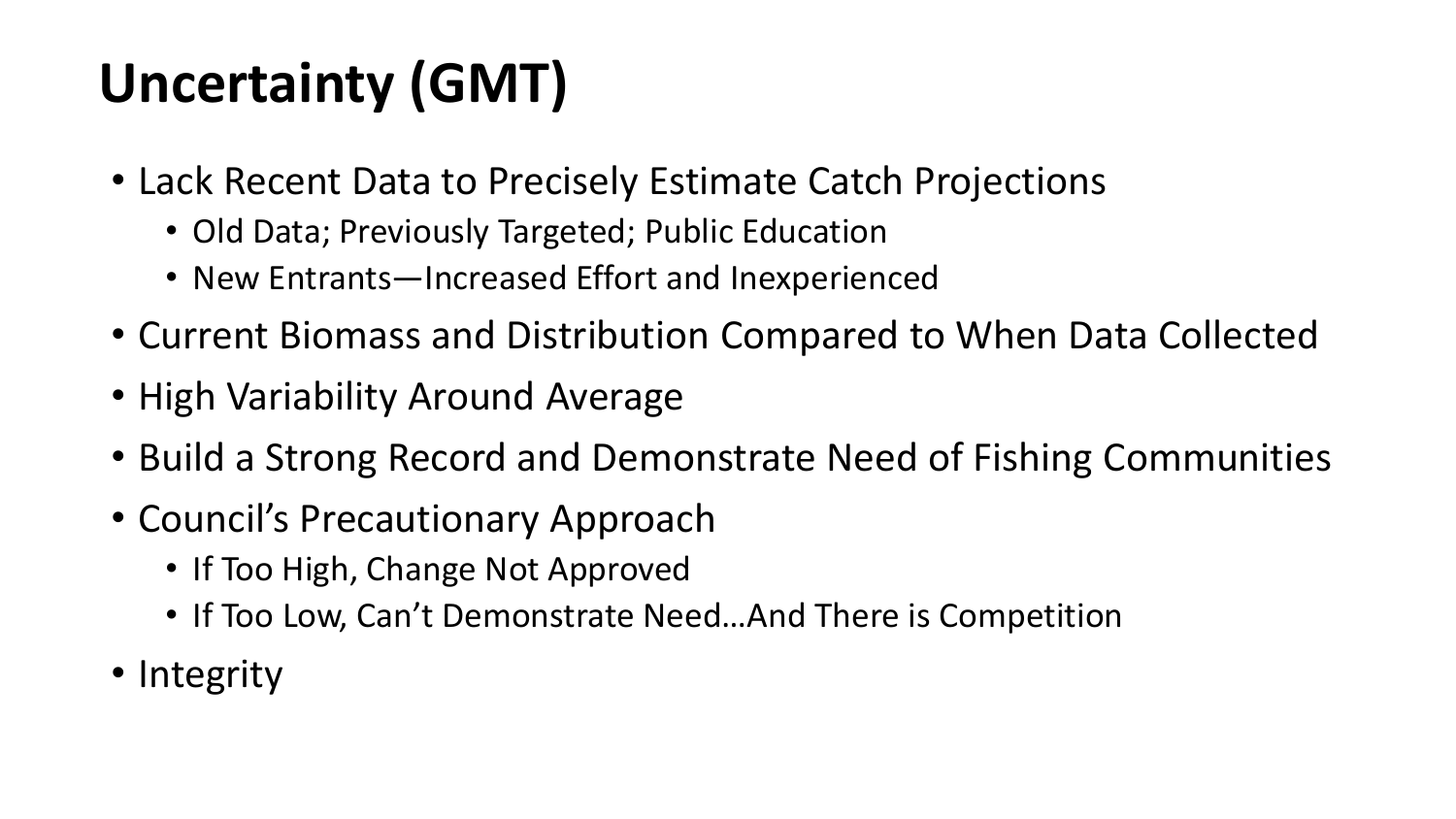# Uncertainty (GMT)

- Lack Recent Data to Precisely Estimate Catch Projections
  - Old Data; Previously Targeted; Public Education
  - New Entrants—Increased Effort and Inexperienced
- Current Biomass and Distribution Compared to When Data Collected
- High Variability Around Average
- Build a Strong Record and Demonstrate Need of Fishing Communities
- Council's Precautionary Approach
  - If Too High, Change Not Approved
  - If Too Low, Can't Demonstrate Need…And There is Competition
- Integrity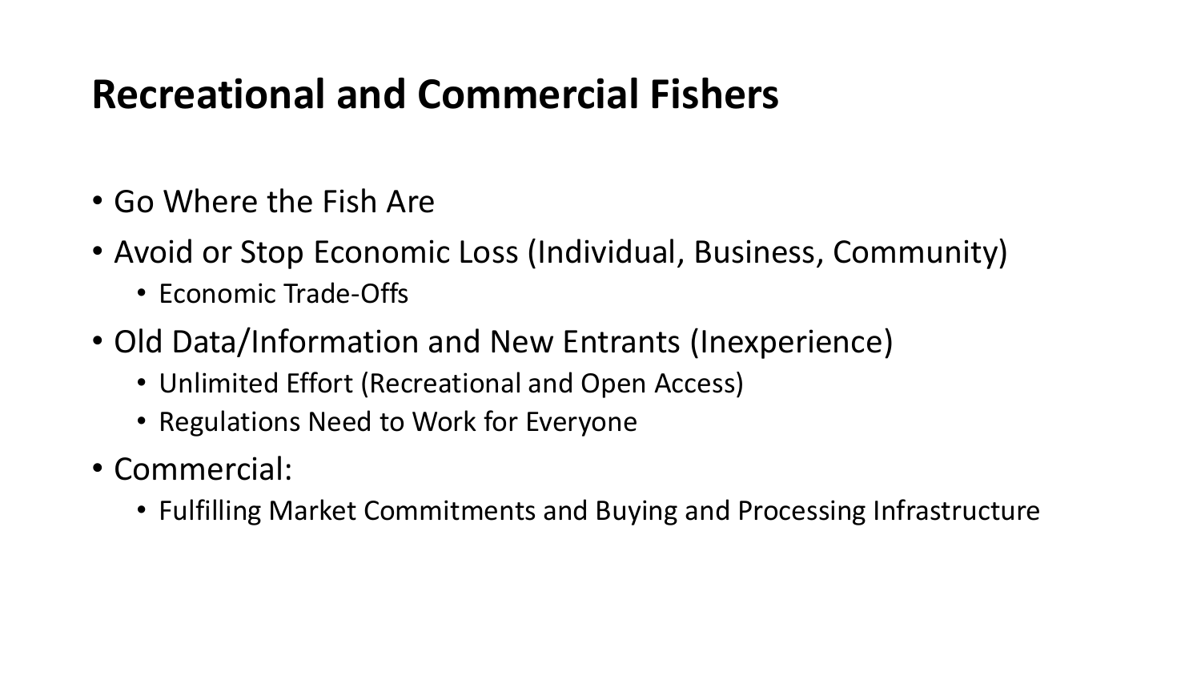# Recreational and Commercial Fishers

- Go Where the Fish Are
- Avoid or Stop Economic Loss (Individual, Business, Community)
  - Economic Trade-Offs
- Old Data/Information and New Entrants (Inexperience)
  - Unlimited Effort (Recreational and Open Access)
  - Regulations Need to Work for Everyone
- Commercial:
  - Fulfilling Market Commitments and Buying and Processing Infrastructure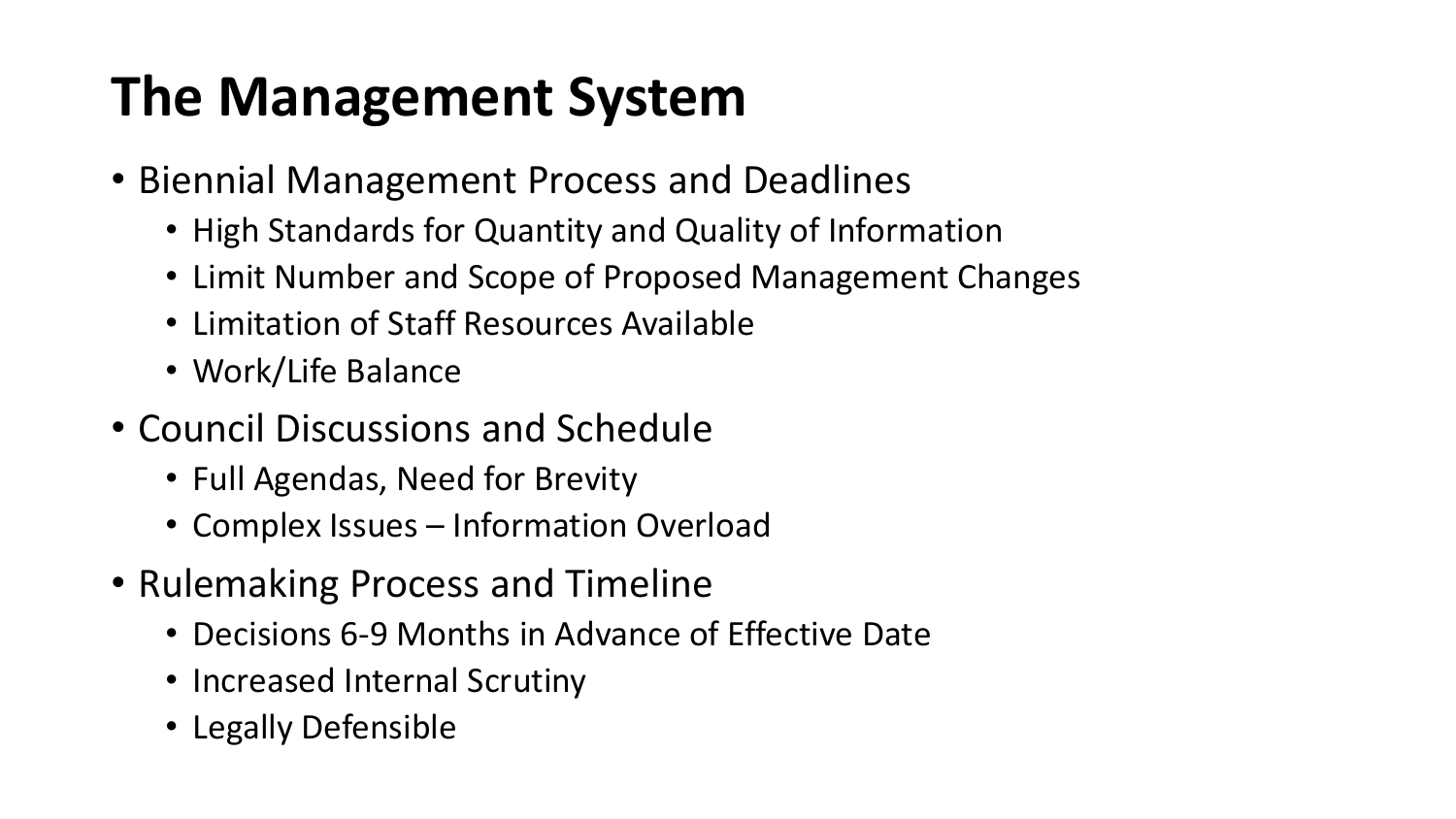# The Management System

- Biennial Management Process and Deadlines
  - High Standards for Quantity and Quality of Information
  - Limit Number and Scope of Proposed Management Changes
  - Limitation of Staff Resources Available
  - Work/Life Balance
- Council Discussions and Schedule
  - Full Agendas, Need for Brevity
  - Complex Issues – Information Overload
- Rulemaking Process and Timeline
  - Decisions 6-9 Months in Advance of Effective Date
  - Increased Internal Scrutiny
  - Legally Defensible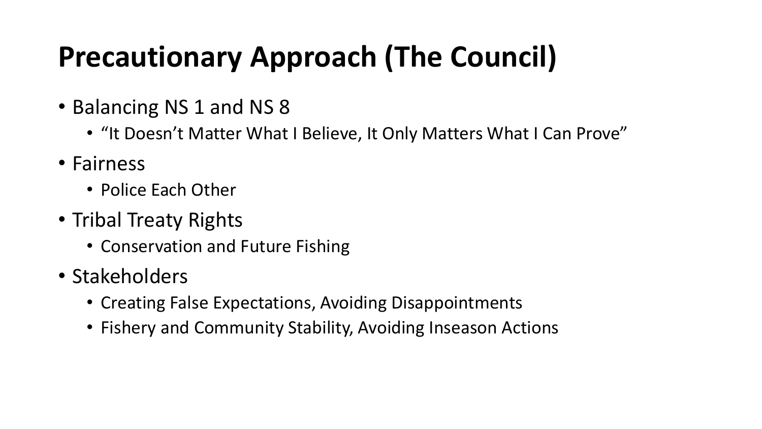# Precautionary Approach (The Council)

- Balancing NS 1 and NS 8
  - "It Doesn't Matter What I Believe, It Only Matters What I Can Prove"
- Fairness
  - Police Each Other
- Tribal Treaty Rights
  - Conservation and Future Fishing
- Stakeholders
  - Creating False Expectations, Avoiding Disappointments
  - Fishery and Community Stability, Avoiding Inseason Actions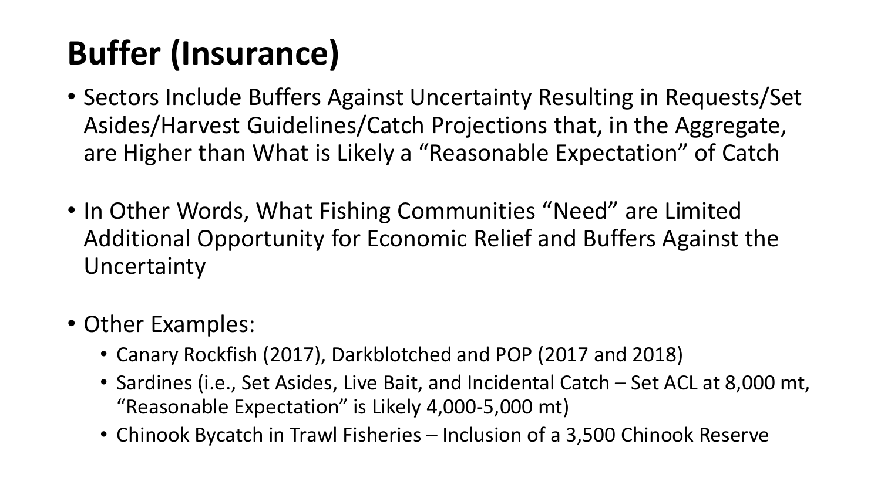# Buffer (Insurance)

- Sectors Include Buffers Against Uncertainty Resulting in Requests/Set Asides/Harvest Guidelines/Catch Projections that, in the Aggregate, are Higher than What is Likely a “Reasonable Expectation” of Catch

- In Other Words, What Fishing Communities “Need” are Limited Additional Opportunity for Economic Relief and Buffers Against the Uncertainty

- Other Examples:
  - Canary Rockfish (2017), Darkblotched and POP (2017 and 2018)
  - Sardines (i.e., Set Asides, Live Bait, and Incidental Catch – Set ACL at 8,000 mt, “Reasonable Expectation” is Likely 4,000-5,000 mt)
  - Chinook Bycatch in Trawl Fisheries – Inclusion of a 3,500 Chinook Reserve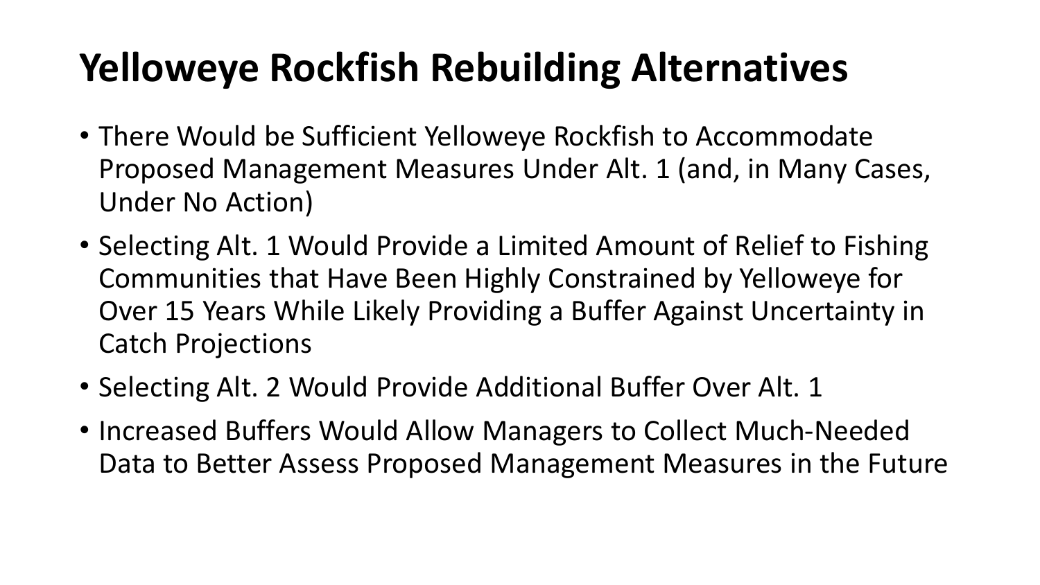# Yelloweye Rockfish Rebuilding Alternatives

- There Would be Sufficient Yelloweye Rockfish to Accommodate Proposed Management Measures Under Alt. 1 (and, in Many Cases, Under No Action)
- Selecting Alt. 1 Would Provide a Limited Amount of Relief to Fishing Communities that Have Been Highly Constrained by Yelloweye for Over 15 Years While Likely Providing a Buffer Against Uncertainty in Catch Projections
- Selecting Alt. 2 Would Provide Additional Buffer Over Alt. 1
- Increased Buffers Would Allow Managers to Collect Much-Needed Data to Better Assess Proposed Management Measures in the Future